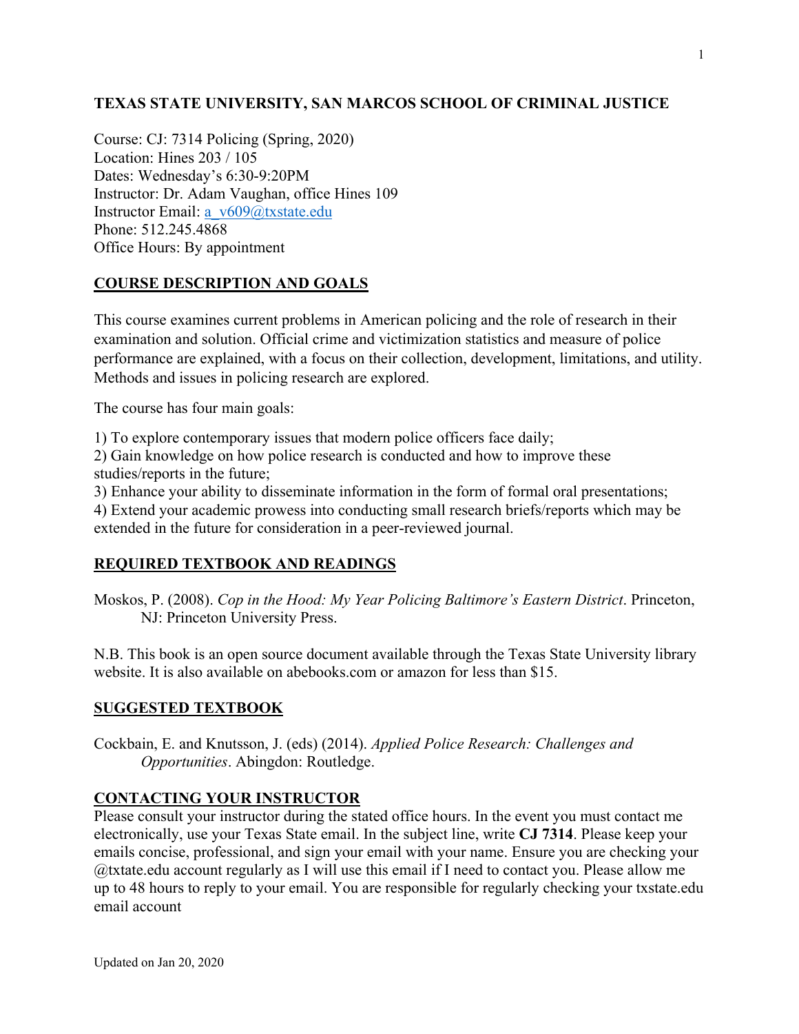# TEXAS STATE UNIVERSITY, SAN MARCOS SCHOOL OF CRIMINAL JUSTICE

Course: CJ: 7314 Policing (Spring, 2020)
Location: Hines 203 / 105
Dates: Wednesday's 6:30-9:20PM
Instructor: Dr. Adam Vaughan, office Hines 109
Instructor Email: a_v609@txstate.edu
Phone: 512.245.4868
Office Hours: By appointment

## COURSE DESCRIPTION AND GOALS

This course examines current problems in American policing and the role of research in their examination and solution. Official crime and victimization statistics and measure of police performance are explained, with a focus on their collection, development, limitations, and utility. Methods and issues in policing research are explored.

The course has four main goals:

1) To explore contemporary issues that modern police officers face daily;
2) Gain knowledge on how police research is conducted and how to improve these studies/reports in the future;
3) Enhance your ability to disseminate information in the form of formal oral presentations;
4) Extend your academic prowess into conducting small research briefs/reports which may be extended in the future for consideration in a peer-reviewed journal.

## REQUIRED TEXTBOOK AND READINGS

Moskos, P. (2008). *Cop in the Hood: My Year Policing Baltimore's Eastern District*. Princeton, NJ: Princeton University Press.

N.B. This book is an open source document available through the Texas State University library website. It is also available on abebooks.com or amazon for less than $15.

## SUGGESTED TEXTBOOK

Cockbain, E. and Knutsson, J. (eds) (2014). *Applied Police Research: Challenges and Opportunities*. Abingdon: Routledge.

## CONTACTING YOUR INSTRUCTOR

Please consult your instructor during the stated office hours. In the event you must contact me electronically, use your Texas State email. In the subject line, write **CJ 7314**. Please keep your emails concise, professional, and sign your email with your name. Ensure you are checking your @txtate.edu account regularly as I will use this email if I need to contact you. Please allow me up to 48 hours to reply to your email. You are responsible for regularly checking your txstate.edu email account

Updated on Jan 20, 2020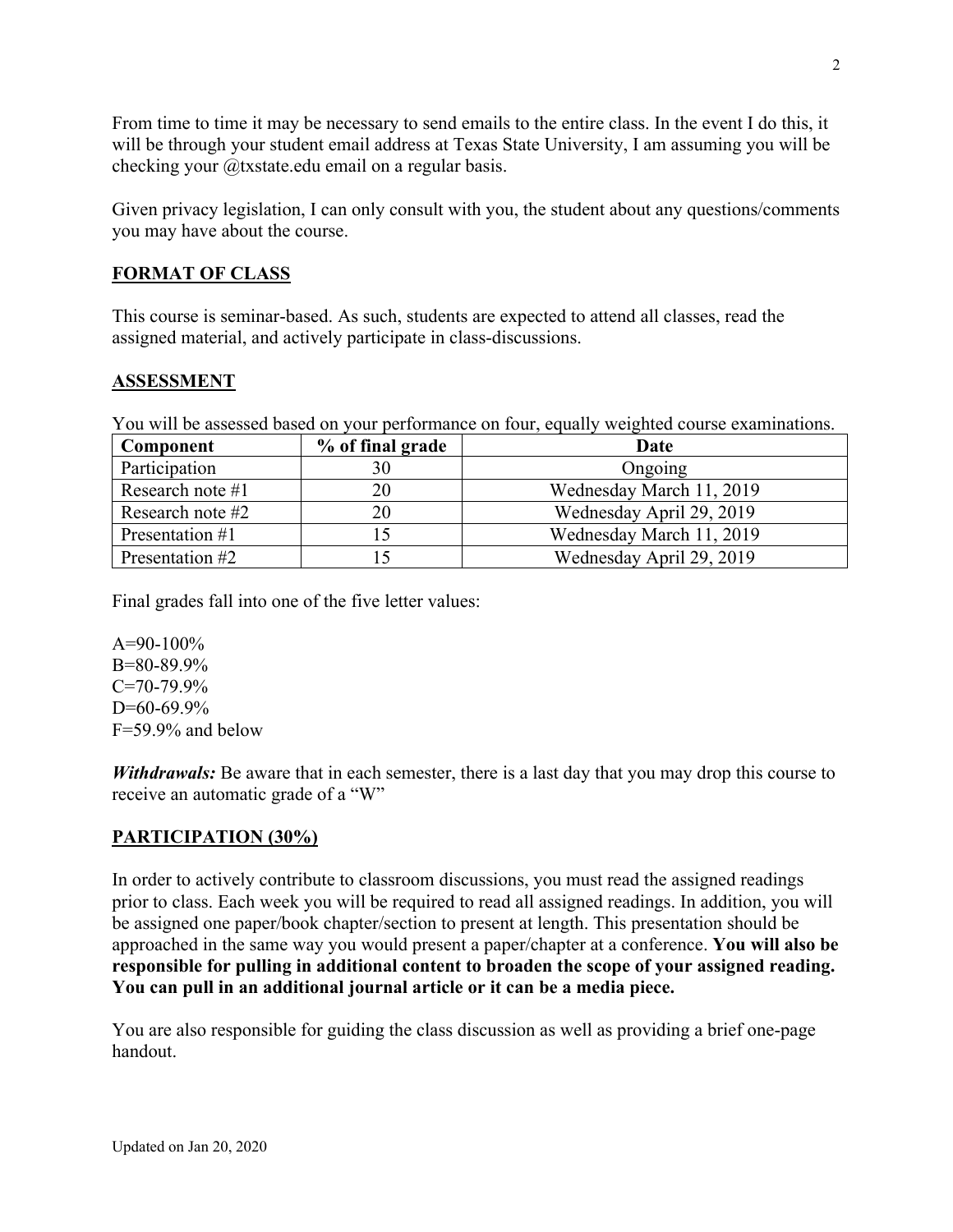From time to time it may be necessary to send emails to the entire class. In the event I do this, it will be through your student email address at Texas State University, I am assuming you will be checking your @txstate.edu email on a regular basis.

Given privacy legislation, I can only consult with you, the student about any questions/comments you may have about the course.

## FORMAT OF CLASS

This course is seminar-based. As such, students are expected to attend all classes, read the assigned material, and actively participate in class-discussions.

## ASSESSMENT

You will be assessed based on your performance on four, equally weighted course examinations.

| Component | % of final grade | Date |
|---|---|---|
| Participation | 30 | Ongoing |
| Research note #1 | 20 | Wednesday March 11, 2019 |
| Research note #2 | 20 | Wednesday April 29, 2019 |
| Presentation #1 | 15 | Wednesday March 11, 2019 |
| Presentation #2 | 15 | Wednesday April 29, 2019 |

Final grades fall into one of the five letter values:

A=90-100%
B=80-89.9%
C=70-79.9%
D=60-69.9%
F=59.9% and below

***Withdrawals:*** Be aware that in each semester, there is a last day that you may drop this course to receive an automatic grade of a "W"

## PARTICIPATION (30%)

In order to actively contribute to classroom discussions, you must read the assigned readings prior to class. Each week you will be required to read all assigned readings. In addition, you will be assigned one paper/book chapter/section to present at length. This presentation should be approached in the same way you would present a paper/chapter at a conference. **You will also be responsible for pulling in additional content to broaden the scope of your assigned reading. You can pull in an additional journal article or it can be a media piece.**

You are also responsible for guiding the class discussion as well as providing a brief one-page handout.

Updated on Jan 20, 2020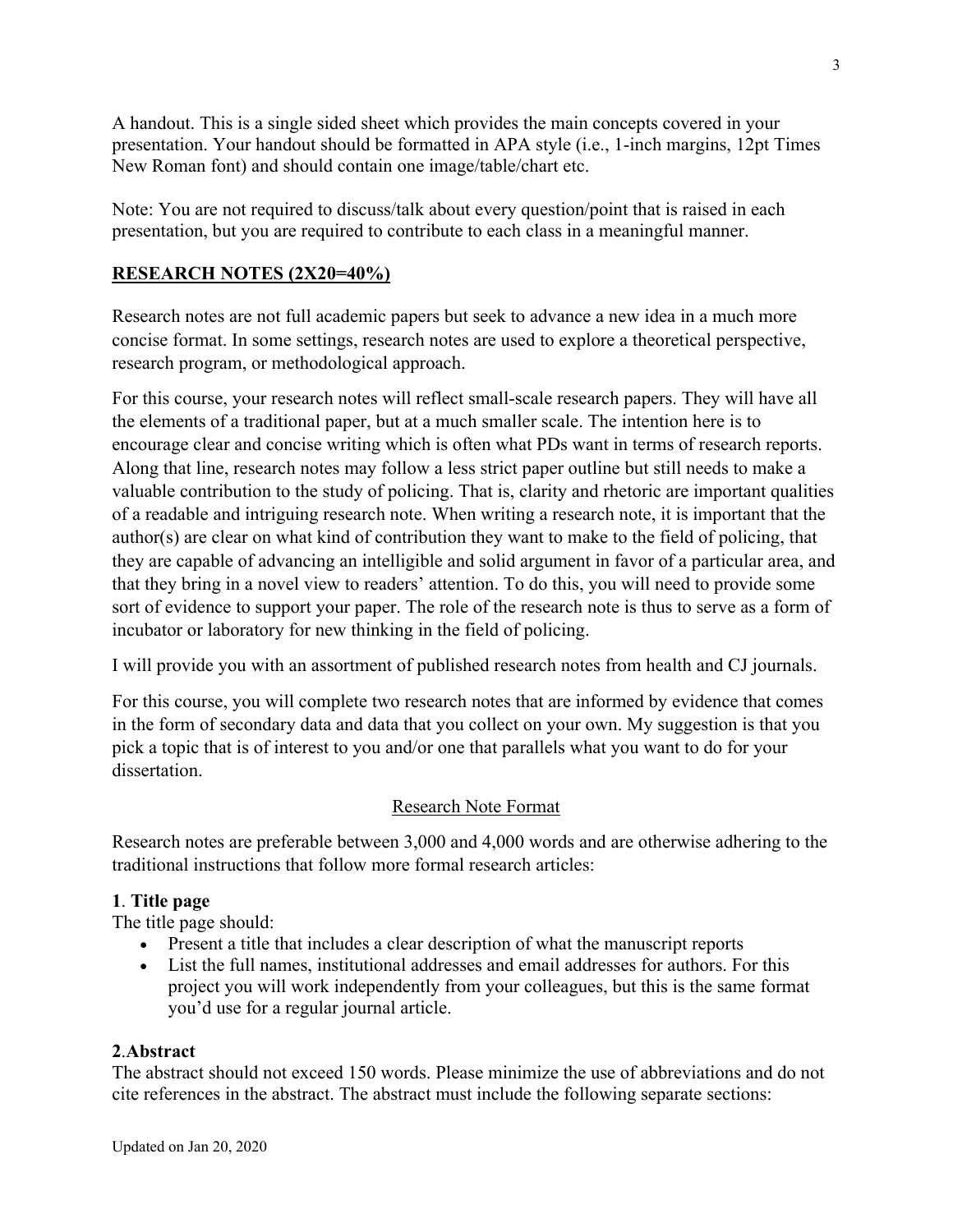A handout. This is a single sided sheet which provides the main concepts covered in your presentation. Your handout should be formatted in APA style (i.e., 1-inch margins, 12pt Times New Roman font) and should contain one image/table/chart etc.

Note: You are not required to discuss/talk about every question/point that is raised in each presentation, but you are required to contribute to each class in a meaningful manner.

## RESEARCH NOTES (2X20=40%)

Research notes are not full academic papers but seek to advance a new idea in a much more concise format. In some settings, research notes are used to explore a theoretical perspective, research program, or methodological approach.

For this course, your research notes will reflect small-scale research papers. They will have all the elements of a traditional paper, but at a much smaller scale. The intention here is to encourage clear and concise writing which is often what PDs want in terms of research reports. Along that line, research notes may follow a less strict paper outline but still needs to make a valuable contribution to the study of policing. That is, clarity and rhetoric are important qualities of a readable and intriguing research note. When writing a research note, it is important that the author(s) are clear on what kind of contribution they want to make to the field of policing, that they are capable of advancing an intelligible and solid argument in favor of a particular area, and that they bring in a novel view to readers' attention. To do this, you will need to provide some sort of evidence to support your paper. The role of the research note is thus to serve as a form of incubator or laboratory for new thinking in the field of policing.

I will provide you with an assortment of published research notes from health and CJ journals.

For this course, you will complete two research notes that are informed by evidence that comes in the form of secondary data and data that you collect on your own. My suggestion is that you pick a topic that is of interest to you and/or one that parallels what you want to do for your dissertation.

### Research Note Format

Research notes are preferable between 3,000 and 4,000 words and are otherwise adhering to the traditional instructions that follow more formal research articles:

**1**. **Title page**

The title page should:

- Present a title that includes a clear description of what the manuscript reports
- List the full names, institutional addresses and email addresses for authors. For this project you will work independently from your colleagues, but this is the same format you'd use for a regular journal article.

**2**.**Abstract**

The abstract should not exceed 150 words. Please minimize the use of abbreviations and do not cite references in the abstract. The abstract must include the following separate sections:

Updated on Jan 20, 2020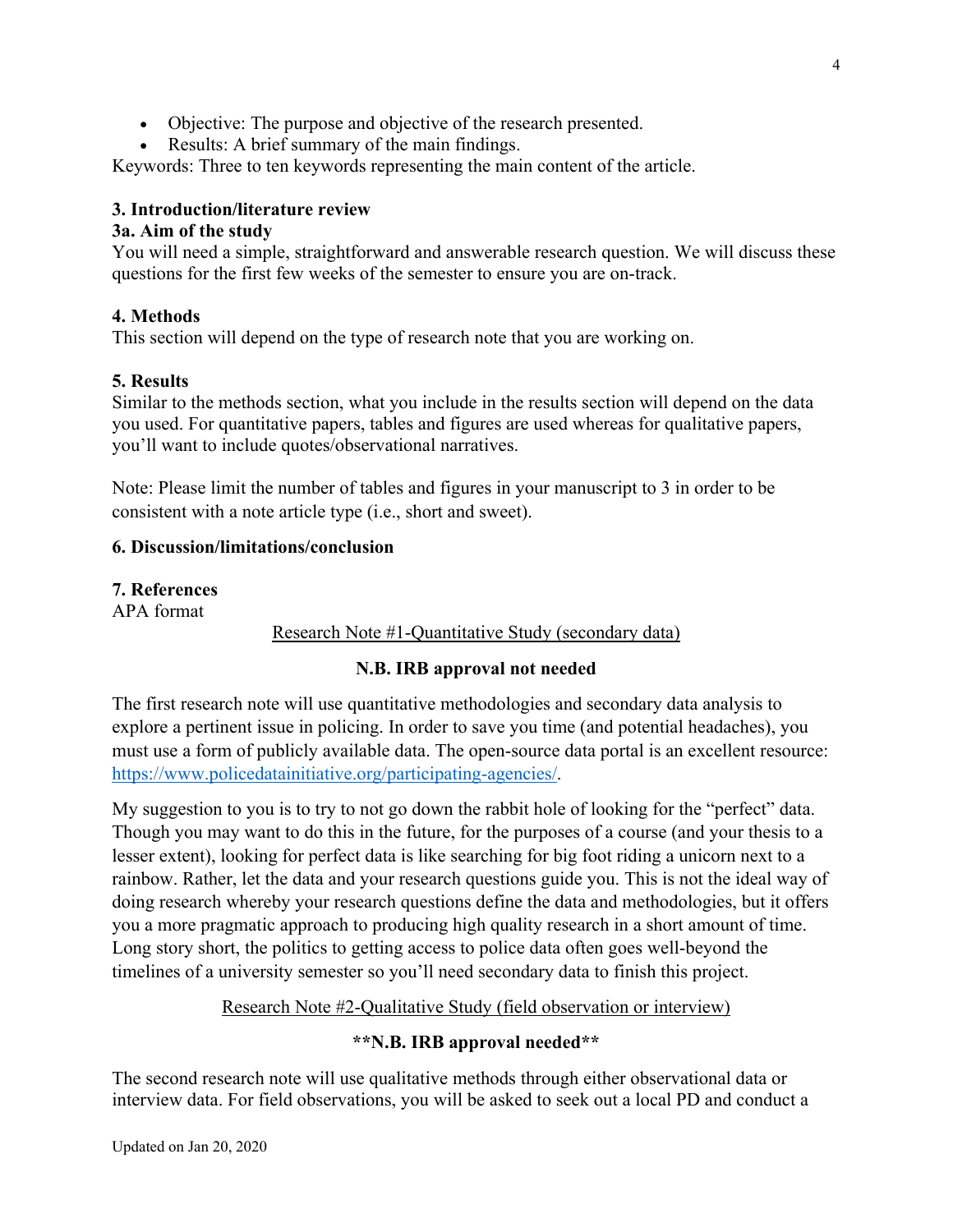- Objective: The purpose and objective of the research presented.
- Results: A brief summary of the main findings.

Keywords: Three to ten keywords representing the main content of the article.

### 3. Introduction/literature review

#### 3a. Aim of the study

You will need a simple, straightforward and answerable research question. We will discuss these questions for the first few weeks of the semester to ensure you are on-track.

### 4. Methods

This section will depend on the type of research note that you are working on.

### 5. Results

Similar to the methods section, what you include in the results section will depend on the data you used. For quantitative papers, tables and figures are used whereas for qualitative papers, you'll want to include quotes/observational narratives.

Note: Please limit the number of tables and figures in your manuscript to 3 in order to be consistent with a note article type (i.e., short and sweet).

### 6. Discussion/limitations/conclusion

### 7. References

APA format

<u>Research Note #1-Quantitative Study (secondary data)</u>

**N.B. IRB approval not needed**

The first research note will use quantitative methodologies and secondary data analysis to explore a pertinent issue in policing. In order to save you time (and potential headaches), you must use a form of publicly available data. The open-source data portal is an excellent resource: https://www.policedatainitiative.org/participating-agencies/.

My suggestion to you is to try to not go down the rabbit hole of looking for the "perfect" data. Though you may want to do this in the future, for the purposes of a course (and your thesis to a lesser extent), looking for perfect data is like searching for big foot riding a unicorn next to a rainbow. Rather, let the data and your research questions guide you. This is not the ideal way of doing research whereby your research questions define the data and methodologies, but it offers you a more pragmatic approach to producing high quality research in a short amount of time. Long story short, the politics to getting access to police data often goes well-beyond the timelines of a university semester so you'll need secondary data to finish this project.

<u>Research Note #2-Qualitative Study (field observation or interview)</u>

**\*\*N.B. IRB approval needed\*\***

The second research note will use qualitative methods through either observational data or interview data. For field observations, you will be asked to seek out a local PD and conduct a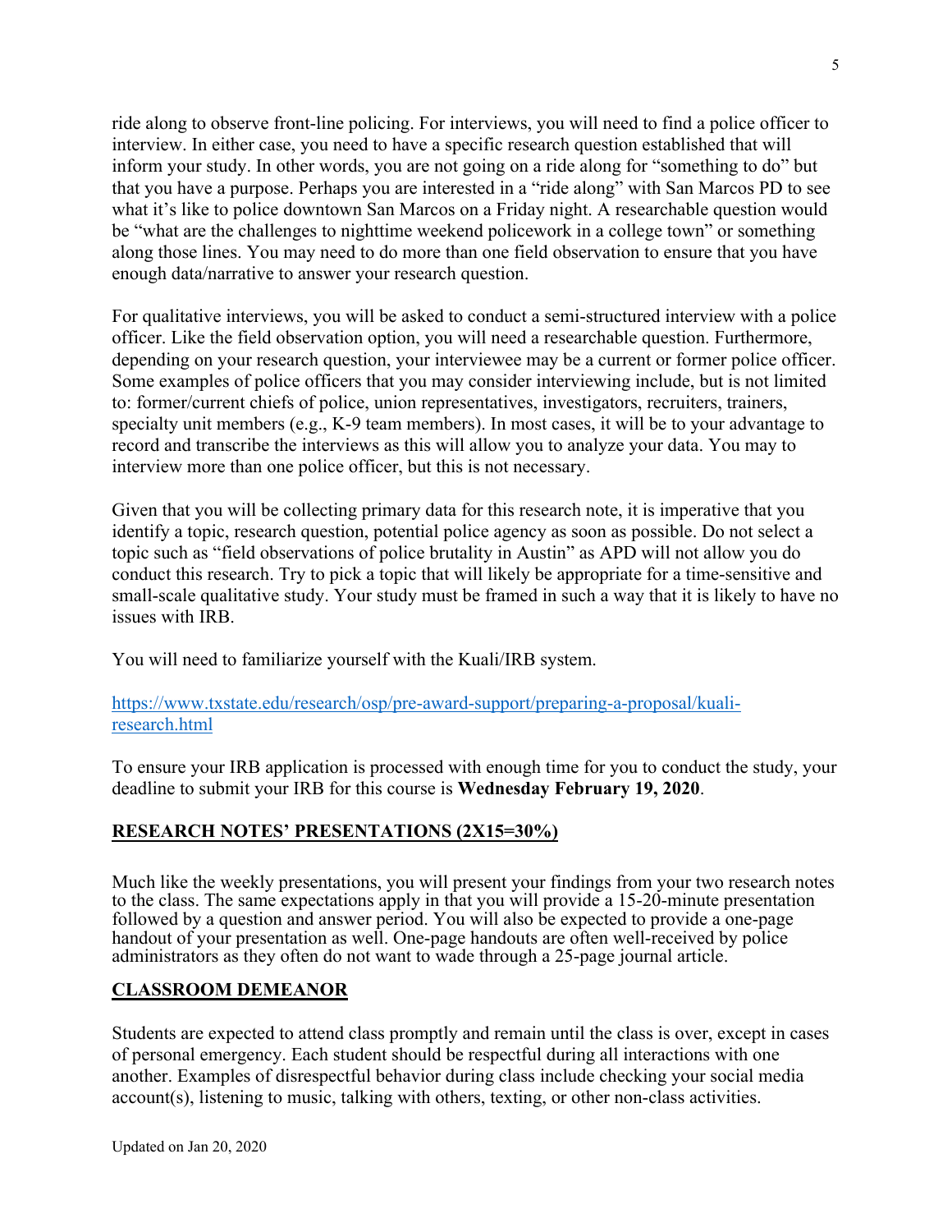ride along to observe front-line policing. For interviews, you will need to find a police officer to interview. In either case, you need to have a specific research question established that will inform your study. In other words, you are not going on a ride along for "something to do" but that you have a purpose. Perhaps you are interested in a "ride along" with San Marcos PD to see what it's like to police downtown San Marcos on a Friday night. A researchable question would be "what are the challenges to nighttime weekend policework in a college town" or something along those lines. You may need to do more than one field observation to ensure that you have enough data/narrative to answer your research question.

For qualitative interviews, you will be asked to conduct a semi-structured interview with a police officer. Like the field observation option, you will need a researchable question. Furthermore, depending on your research question, your interviewee may be a current or former police officer. Some examples of police officers that you may consider interviewing include, but is not limited to: former/current chiefs of police, union representatives, investigators, recruiters, trainers, specialty unit members (e.g., K-9 team members). In most cases, it will be to your advantage to record and transcribe the interviews as this will allow you to analyze your data. You may to interview more than one police officer, but this is not necessary.

Given that you will be collecting primary data for this research note, it is imperative that you identify a topic, research question, potential police agency as soon as possible. Do not select a topic such as "field observations of police brutality in Austin" as APD will not allow you do conduct this research. Try to pick a topic that will likely be appropriate for a time-sensitive and small-scale qualitative study. Your study must be framed in such a way that it is likely to have no issues with IRB.

You will need to familiarize yourself with the Kuali/IRB system.

https://www.txstate.edu/research/osp/pre-award-support/preparing-a-proposal/kuali-research.html

To ensure your IRB application is processed with enough time for you to conduct the study, your deadline to submit your IRB for this course is **Wednesday February 19, 2020**.

## RESEARCH NOTES' PRESENTATIONS (2X15=30%)

Much like the weekly presentations, you will present your findings from your two research notes to the class. The same expectations apply in that you will provide a 15-20-minute presentation followed by a question and answer period. You will also be expected to provide a one-page handout of your presentation as well. One-page handouts are often well-received by police administrators as they often do not want to wade through a 25-page journal article.

## CLASSROOM DEMEANOR

Students are expected to attend class promptly and remain until the class is over, except in cases of personal emergency. Each student should be respectful during all interactions with one another. Examples of disrespectful behavior during class include checking your social media account(s), listening to music, talking with others, texting, or other non-class activities.

Updated on Jan 20, 2020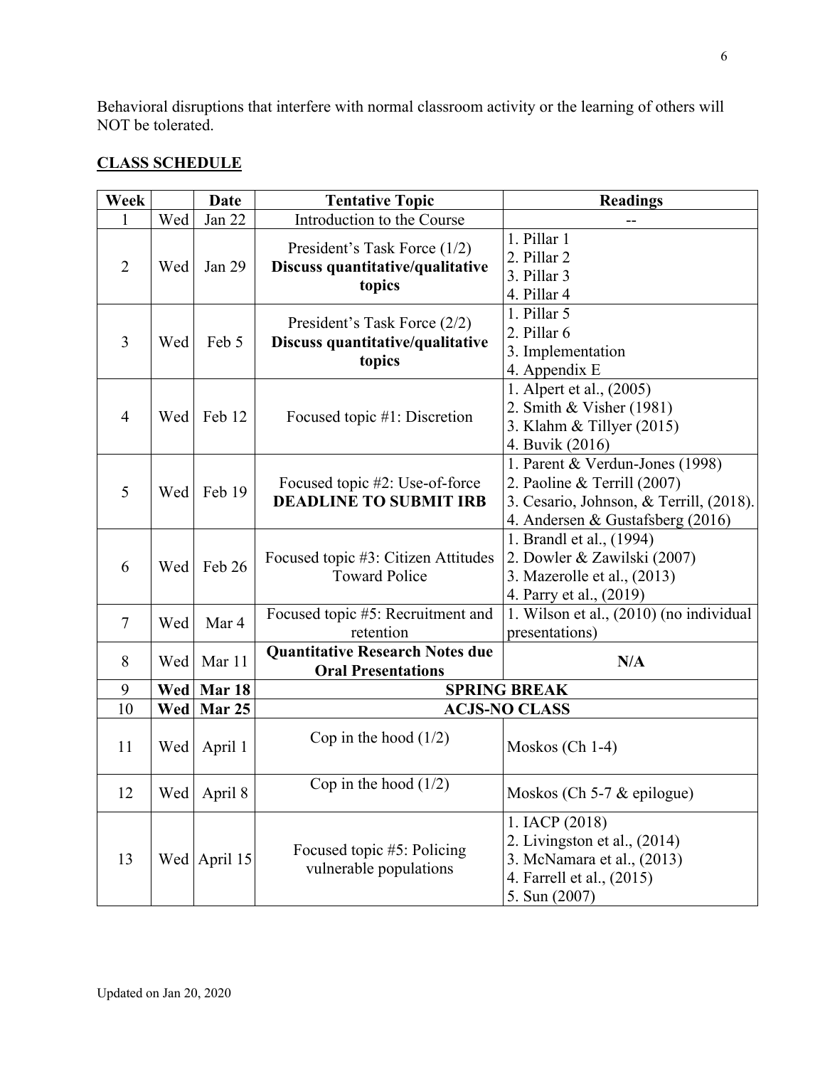Behavioral disruptions that interfere with normal classroom activity or the learning of others will NOT be tolerated.

## CLASS SCHEDULE

| Week | | Date | Tentative Topic | Readings |
|---|---|---|---|---|
| 1 | Wed | Jan 22 | Introduction to the Course | -- |
| 2 | Wed | Jan 29 | President's Task Force (1/2)<br>**Discuss quantitative/qualitative topics** | 1. Pillar 1<br>2. Pillar 2<br>3. Pillar 3<br>4. Pillar 4 |
| 3 | Wed | Feb 5 | President's Task Force (2/2)<br>**Discuss quantitative/qualitative topics** | 1. Pillar 5<br>2. Pillar 6<br>3. Implementation<br>4. Appendix E |
| 4 | Wed | Feb 12 | Focused topic #1: Discretion | 1. Alpert et al., (2005)<br>2. Smith & Visher (1981)<br>3. Klahm & Tillyer (2015)<br>4. Buvik (2016) |
| 5 | Wed | Feb 19 | Focused topic #2: Use-of-force<br>**DEADLINE TO SUBMIT IRB** | 1. Parent & Verdun-Jones (1998)<br>2. Paoline & Terrill (2007)<br>3. Cesario, Johnson, & Terrill, (2018).<br>4. Andersen & Gustafsberg (2016) |
| 6 | Wed | Feb 26 | Focused topic #3: Citizen Attitudes Toward Police | 1. Brandl et al., (1994)<br>2. Dowler & Zawilski (2007)<br>3. Mazerolle et al., (2013)<br>4. Parry et al., (2019) |
| 7 | Wed | Mar 4 | Focused topic #5: Recruitment and retention | 1. Wilson et al., (2010) (no individual presentations) |
| 8 | Wed | Mar 11 | **Quantitative Research Notes due Oral Presentations** | N/A |
| **9** | **Wed** | **Mar 18** | **SPRING BREAK** | |
| **10** | **Wed** | **Mar 25** | **ACJS-NO CLASS** | |
| 11 | Wed | April 1 | Cop in the hood (1/2) | Moskos (Ch 1-4) |
| 12 | Wed | April 8 | Cop in the hood (1/2) | Moskos (Ch 5-7 & epilogue) |
| 13 | Wed | April 15 | Focused topic #5: Policing vulnerable populations | 1. IACP (2018)<br>2. Livingston et al., (2014)<br>3. McNamara et al., (2013)<br>4. Farrell et al., (2015)<br>5. Sun (2007) |

Updated on Jan 20, 2020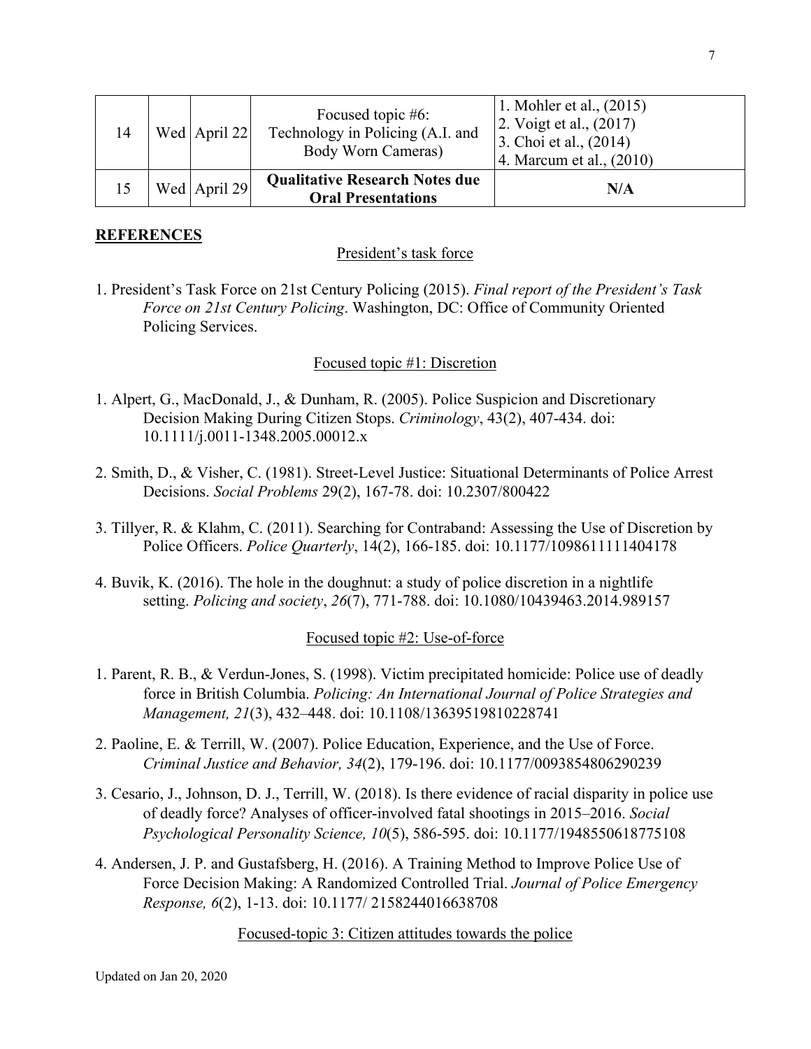| 14 | Wed | April 22 | Focused topic #6: Technology in Policing (A.I. and Body Worn Cameras) | 1. Mohler et al., (2015)<br>2. Voigt et al., (2017)<br>3. Choi et al., (2014)<br>4. Marcum et al., (2010) |
|---|---|---|---|---|
| 15 | Wed | April 29 | **Qualitative Research Notes due Oral Presentations** | **N/A** |

## REFERENCES

### President's task force

1. President's Task Force on 21st Century Policing (2015). *Final report of the President's Task Force on 21st Century Policing*. Washington, DC: Office of Community Oriented Policing Services.

### Focused topic #1: Discretion

1. Alpert, G., MacDonald, J., & Dunham, R. (2005). Police Suspicion and Discretionary Decision Making During Citizen Stops. *Criminology*, 43(2), 407-434. doi: 10.1111/j.0011-1348.2005.00012.x

2. Smith, D., & Visher, C. (1981). Street-Level Justice: Situational Determinants of Police Arrest Decisions. *Social Problems* 29(2), 167-78. doi: 10.2307/800422

3. Tillyer, R. & Klahm, C. (2011). Searching for Contraband: Assessing the Use of Discretion by Police Officers. *Police Quarterly*, 14(2), 166-185. doi: 10.1177/1098611111404178

4. Buvik, K. (2016). The hole in the doughnut: a study of police discretion in a nightlife setting. *Policing and society*, *26*(7), 771-788. doi: 10.1080/10439463.2014.989157

### Focused topic #2: Use-of-force

1. Parent, R. B., & Verdun-Jones, S. (1998). Victim precipitated homicide: Police use of deadly force in British Columbia. *Policing: An International Journal of Police Strategies and Management, 21*(3), 432–448. doi: 10.1108/13639519810228741

2. Paoline, E. & Terrill, W. (2007). Police Education, Experience, and the Use of Force. *Criminal Justice and Behavior, 34*(2), 179-196. doi: 10.1177/0093854806290239

3. Cesario, J., Johnson, D. J., Terrill, W. (2018). Is there evidence of racial disparity in police use of deadly force? Analyses of officer-involved fatal shootings in 2015–2016. *Social Psychological Personality Science, 10*(5), 586-595. doi: 10.1177/1948550618775108

4. Andersen, J. P. and Gustafsberg, H. (2016). A Training Method to Improve Police Use of Force Decision Making: A Randomized Controlled Trial. *Journal of Police Emergency Response, 6*(2), 1-13. doi: 10.1177/ 2158244016638708

### Focused-topic 3: Citizen attitudes towards the police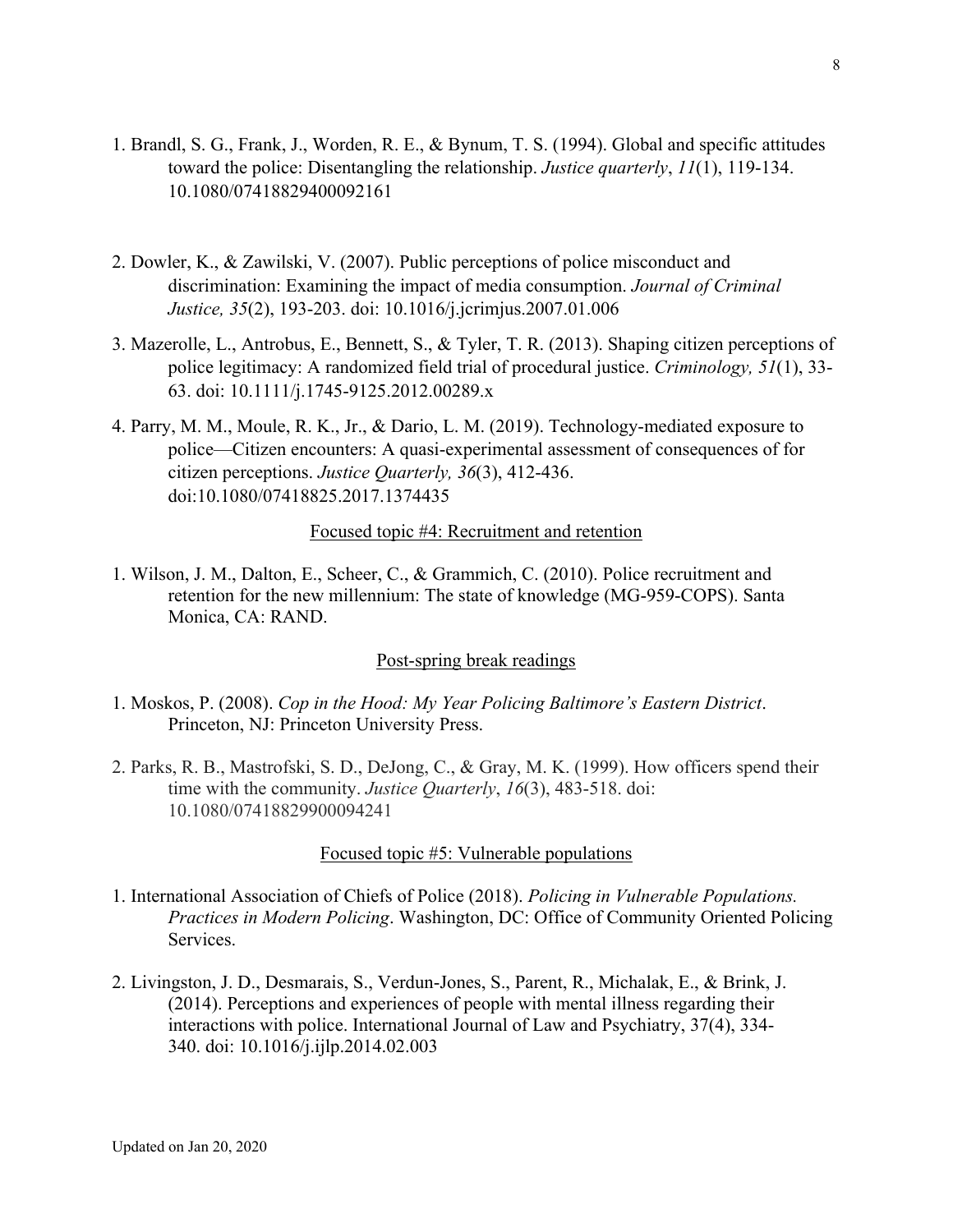1. Brandl, S. G., Frank, J., Worden, R. E., & Bynum, T. S. (1994). Global and specific attitudes toward the police: Disentangling the relationship. *Justice quarterly*, *11*(1), 119-134. 10.1080/07418829400092161

2. Dowler, K., & Zawilski, V. (2007). Public perceptions of police misconduct and discrimination: Examining the impact of media consumption. *Journal of Criminal Justice, 35*(2), 193-203. doi: 10.1016/j.jcrimjus.2007.01.006

3. Mazerolle, L., Antrobus, E., Bennett, S., & Tyler, T. R. (2013). Shaping citizen perceptions of police legitimacy: A randomized field trial of procedural justice. *Criminology, 51*(1), 33-63. doi: 10.1111/j.1745-9125.2012.00289.x

4. Parry, M. M., Moule, R. K., Jr., & Dario, L. M. (2019). Technology-mediated exposure to police—Citizen encounters: A quasi-experimental assessment of consequences of for citizen perceptions. *Justice Quarterly, 36*(3), 412-436. doi:10.1080/07418825.2017.1374435

<u>Focused topic #4: Recruitment and retention</u>

1. Wilson, J. M., Dalton, E., Scheer, C., & Grammich, C. (2010). Police recruitment and retention for the new millennium: The state of knowledge (MG-959-COPS). Santa Monica, CA: RAND.

<u>Post-spring break readings</u>

1. Moskos, P. (2008). *Cop in the Hood: My Year Policing Baltimore's Eastern District*. Princeton, NJ: Princeton University Press.

2. Parks, R. B., Mastrofski, S. D., DeJong, C., & Gray, M. K. (1999). How officers spend their time with the community. *Justice Quarterly*, *16*(3), 483-518. doi: 10.1080/07418829900094241

<u>Focused topic #5: Vulnerable populations</u>

1. International Association of Chiefs of Police (2018). *Policing in Vulnerable Populations. Practices in Modern Policing*. Washington, DC: Office of Community Oriented Policing Services.

2. Livingston, J. D., Desmarais, S., Verdun-Jones, S., Parent, R., Michalak, E., & Brink, J. (2014). Perceptions and experiences of people with mental illness regarding their interactions with police. International Journal of Law and Psychiatry, 37(4), 334-340. doi: 10.1016/j.ijlp.2014.02.003

Updated on Jan 20, 2020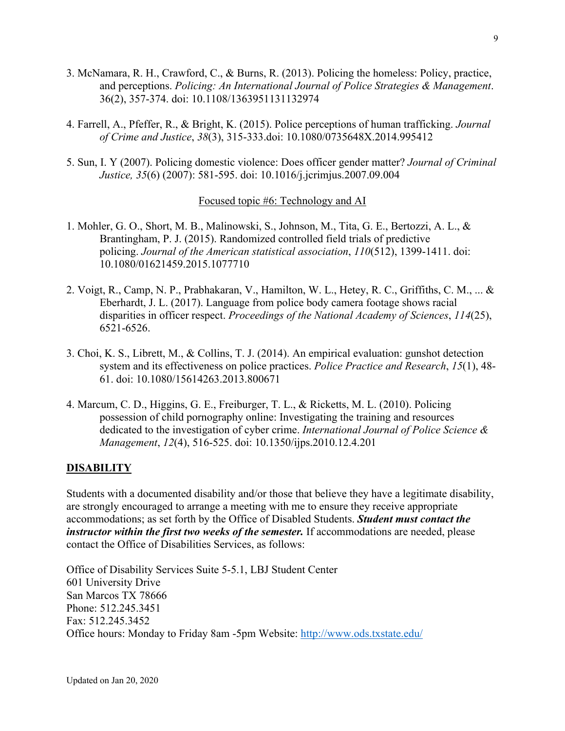3. McNamara, R. H., Crawford, C., & Burns, R. (2013). Policing the homeless: Policy, practice, and perceptions. *Policing: An International Journal of Police Strategies & Management*. 36(2), 357-374. doi: 10.1108/1363951131132974

4. Farrell, A., Pfeffer, R., & Bright, K. (2015). Police perceptions of human trafficking. *Journal of Crime and Justice*, *38*(3), 315-333.doi: 10.1080/0735648X.2014.995412

5. Sun, I. Y (2007). Policing domestic violence: Does officer gender matter? *Journal of Criminal Justice, 35*(6) (2007): 581-595. doi: 10.1016/j.jcrimjus.2007.09.004

<u>Focused topic #6: Technology and AI</u>

1. Mohler, G. O., Short, M. B., Malinowski, S., Johnson, M., Tita, G. E., Bertozzi, A. L., & Brantingham, P. J. (2015). Randomized controlled field trials of predictive policing. *Journal of the American statistical association*, *110*(512), 1399-1411. doi: 10.1080/01621459.2015.1077710

2. Voigt, R., Camp, N. P., Prabhakaran, V., Hamilton, W. L., Hetey, R. C., Griffiths, C. M., ... & Eberhardt, J. L. (2017). Language from police body camera footage shows racial disparities in officer respect. *Proceedings of the National Academy of Sciences*, *114*(25), 6521-6526.

3. Choi, K. S., Librett, M., & Collins, T. J. (2014). An empirical evaluation: gunshot detection system and its effectiveness on police practices. *Police Practice and Research*, *15*(1), 48-61. doi: 10.1080/15614263.2013.800671

4. Marcum, C. D., Higgins, G. E., Freiburger, T. L., & Ricketts, M. L. (2010). Policing possession of child pornography online: Investigating the training and resources dedicated to the investigation of cyber crime. *International Journal of Police Science & Management*, *12*(4), 516-525. doi: 10.1350/ijps.2010.12.4.201

## <u>DISABILITY</u>

Students with a documented disability and/or those that believe they have a legitimate disability, are strongly encouraged to arrange a meeting with me to ensure they receive appropriate accommodations; as set forth by the Office of Disabled Students. ***Student must contact the instructor within the first two weeks of the semester.*** If accommodations are needed, please contact the Office of Disabilities Services, as follows:

Office of Disability Services Suite 5-5.1, LBJ Student Center
601 University Drive
San Marcos TX 78666
Phone: 512.245.3451
Fax: 512.245.3452
Office hours: Monday to Friday 8am -5pm Website: http://www.ods.txstate.edu/

Updated on Jan 20, 2020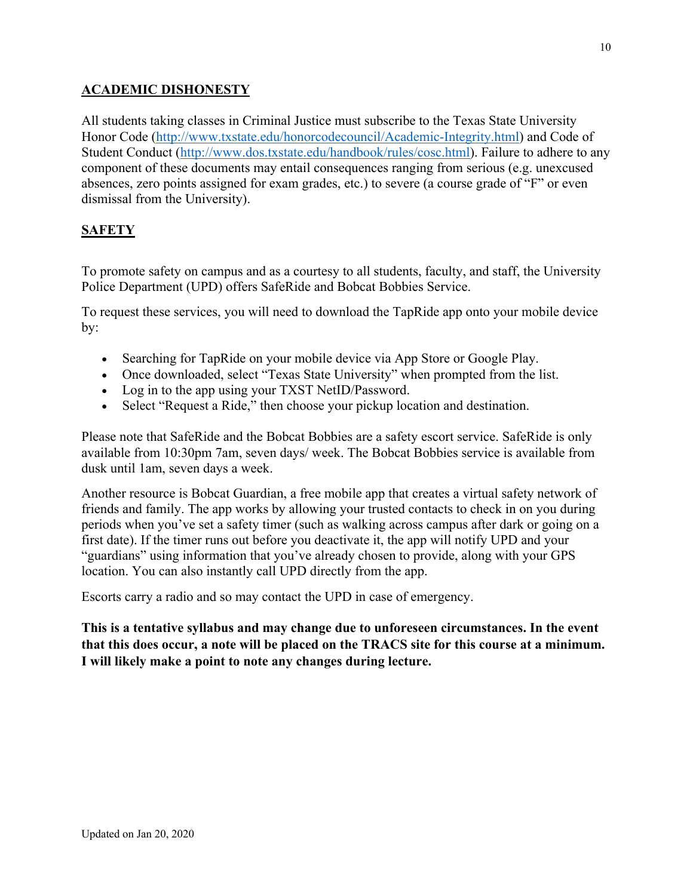## ACADEMIC DISHONESTY

All students taking classes in Criminal Justice must subscribe to the Texas State University Honor Code (http://www.txstate.edu/honorcodecouncil/Academic-Integrity.html) and Code of Student Conduct (http://www.dos.txstate.edu/handbook/rules/cosc.html). Failure to adhere to any component of these documents may entail consequences ranging from serious (e.g. unexcused absences, zero points assigned for exam grades, etc.) to severe (a course grade of "F" or even dismissal from the University).

## SAFETY

To promote safety on campus and as a courtesy to all students, faculty, and staff, the University Police Department (UPD) offers SafeRide and Bobcat Bobbies Service.

To request these services, you will need to download the TapRide app onto your mobile device by:

- Searching for TapRide on your mobile device via App Store or Google Play.
- Once downloaded, select "Texas State University" when prompted from the list.
- Log in to the app using your TXST NetID/Password.
- Select "Request a Ride," then choose your pickup location and destination.

Please note that SafeRide and the Bobcat Bobbies are a safety escort service. SafeRide is only available from 10:30pm 7am, seven days/ week. The Bobcat Bobbies service is available from dusk until 1am, seven days a week.

Another resource is Bobcat Guardian, a free mobile app that creates a virtual safety network of friends and family. The app works by allowing your trusted contacts to check in on you during periods when you've set a safety timer (such as walking across campus after dark or going on a first date). If the timer runs out before you deactivate it, the app will notify UPD and your "guardians" using information that you've already chosen to provide, along with your GPS location. You can also instantly call UPD directly from the app.

Escorts carry a radio and so may contact the UPD in case of emergency.

**This is a tentative syllabus and may change due to unforeseen circumstances. In the event that this does occur, a note will be placed on the TRACS site for this course at a minimum. I will likely make a point to note any changes during lecture.**

Updated on Jan 20, 2020